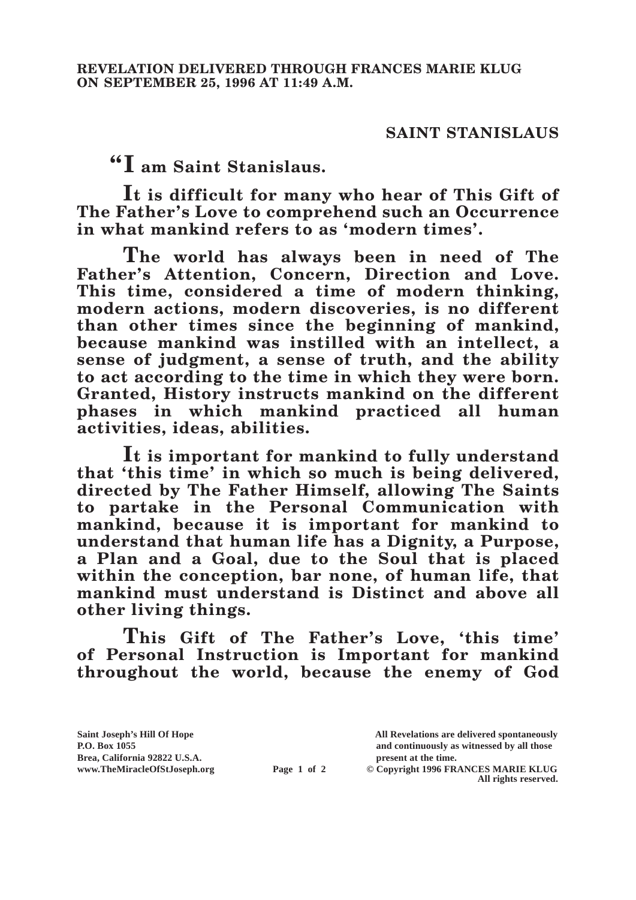**REVELATION DELIVERED THROUGH FRANCES MARIE KLUG ON SEPTEMBER 25, 1996 AT 11:49 A.M.**

## SAINT STANISLAUS

**"I am Saint Stanislaus.**

**It is difficult for many who hear of This Gift of The Father's Love to comprehend such an Occurrence in what mankind refers to as 'modern times'.**

**The world has always been in need of The Father's Attention, Concern, Direction and Love. This time, considered a time of modern thinking, modern actions, modern discoveries, is no different than other times since the beginning of mankind, because mankind was instilled with an intellect, a sense of judgment, a sense of truth, and the ability to act according to the time in which they were born. Granted, History instructs mankind on the different phases in which mankind practiced all human activities, ideas, abilities.**

**It is important for mankind to fully understand that 'this time' in which so much is being delivered, directed by The Father Himself, allowing The Saints to partake in the Personal Communication with mankind, because it is important for mankind to understand that human life has a Dignity, a Purpose, a Plan and a Goal, due to the Soul that is placed within the conception, bar none, of human life, that mankind must understand is Distinct and above all other living things.**

**This Gift of The Father's Love, 'this time' of Personal Instruction is Important for mankind throughout the world, because the enemy of God**

Saint Joseph's Hill Of Hope
P.O. Box 1055
Brea, California 92822 U.S.A.
www.TheMiracleOfStJoseph.org

All Revelations are delivered spontaneously and continuously as witnessed by all those present at the time.
© Copyright 1996 FRANCES MARIE KLUG
All rights reserved.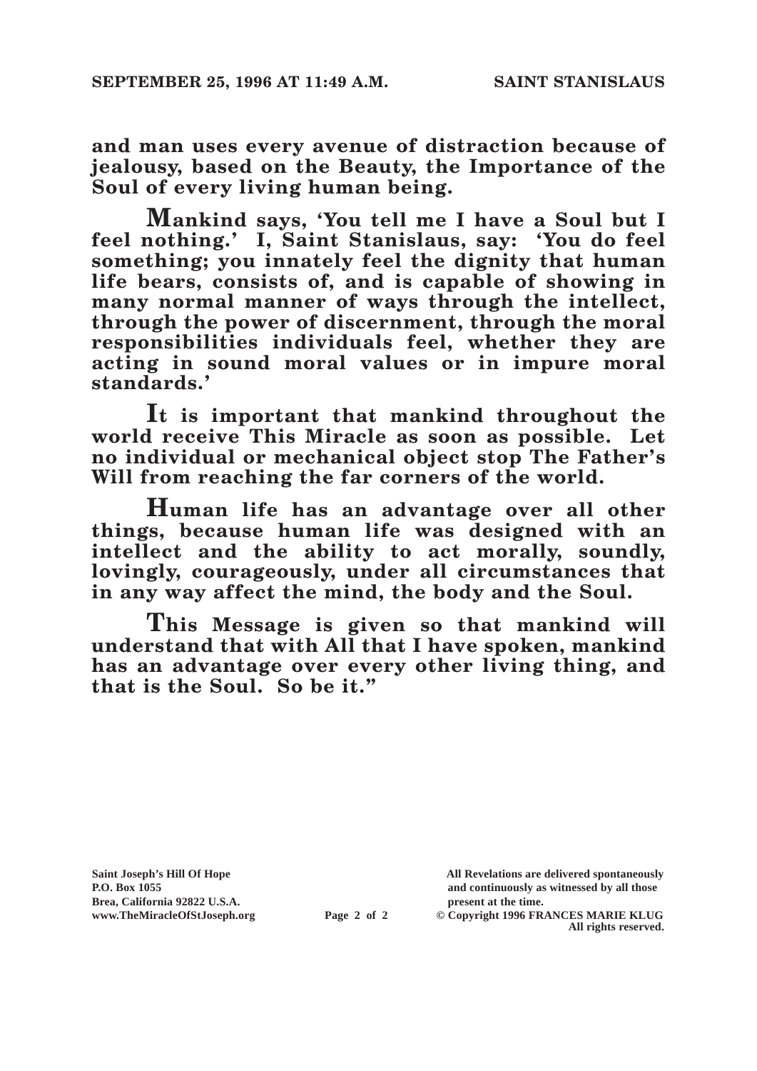**and man uses every avenue of distraction because of jealousy, based on the Beauty, the Importance of the Soul of every living human being.**

**Mankind says, 'You tell me I have a Soul but I feel nothing.' I, Saint Stanislaus, say: 'You do feel something; you innately feel the dignity that human life bears, consists of, and is capable of showing in many normal manner of ways through the intellect, through the power of discernment, through the moral responsibilities individuals feel, whether they are acting in sound moral values or in impure moral standards.'**

**It is important that mankind throughout the world receive This Miracle as soon as possible. Let no individual or mechanical object stop The Father's Will from reaching the far corners of the world.**

**Human life has an advantage over all other things, because human life was designed with an intellect and the ability to act morally, soundly, lovingly, courageously, under all circumstances that in any way affect the mind, the body and the Soul.**

**This Message is given so that mankind will understand that with All that I have spoken, mankind has an advantage over every other living thing, and that is the Soul. So be it."**